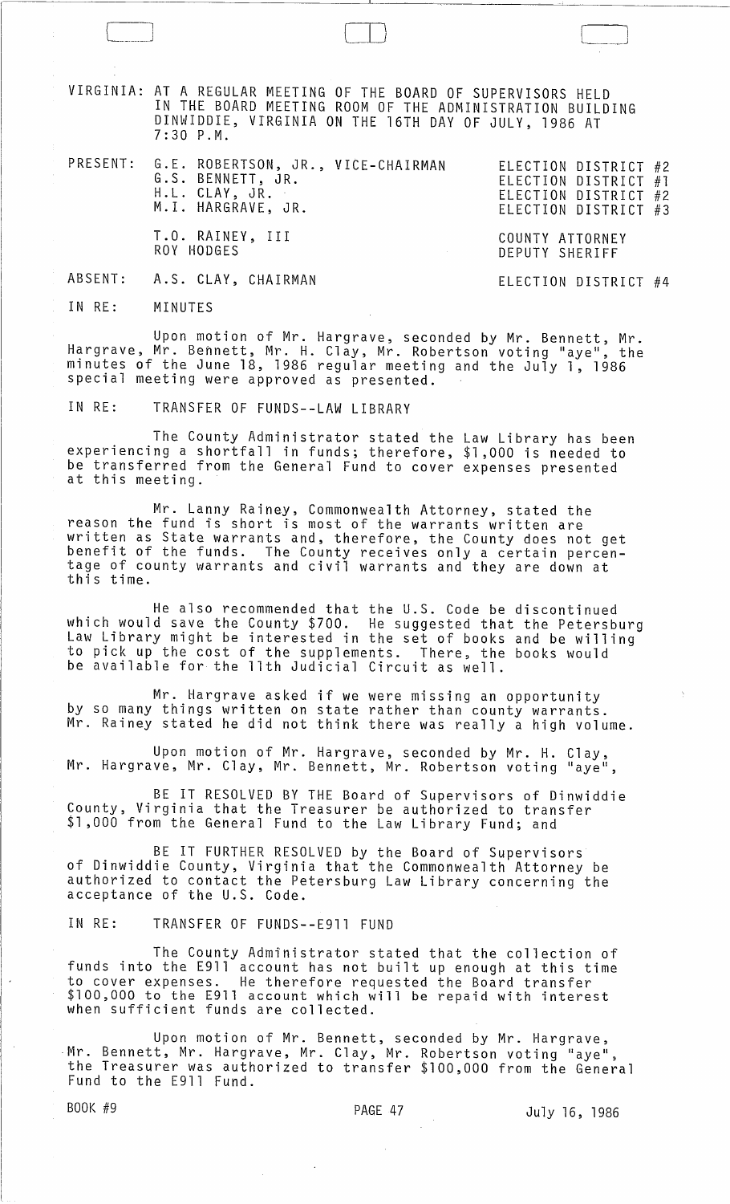VIRGINIA: AT A REGULAR MEETING OF THE BOARD OF SUPERVISORS HELD IN THE BOARD MEETING ROOM OF THE ADMINISTRATION BUILDING DINWIDDIE, VIRGINIA ON THE 16TH DAY OF JULY, 1986 AT 7:30 P.M.

| | | |
|---|---|---|
| PRESENT: | G.E. ROBERTSON, JR., VICE-CHAIRMAN | ELECTION DISTRICT #2 |
| | G.S. BENNETT, JR. | ELECTION DISTRICT #1 |
| | H.L. CLAY, JR. | ELECTION DISTRICT #2 |
| | M.I. HARGRAVE, JR. | ELECTION DISTRICT #3 |
| | T.O. RAINEY, III | COUNTY ATTORNEY |
| | ROY HODGES | DEPUTY SHERIFF |
| ABSENT: | A.S. CLAY, CHAIRMAN | ELECTION DISTRICT #4 |

IN RE: MINUTES

Upon motion of Mr. Hargrave, seconded by Mr. Bennett, Mr. Hargrave, Mr. Bennett, Mr. H. Clay, Mr. Robertson voting "aye", the minutes of the June 18, 1986 regular meeting and the July 1, 1986 special meeting were approved as presented.

IN RE: TRANSFER OF FUNDS--LAW LIBRARY

The County Administrator stated the Law Library has been experiencing a shortfall in funds; therefore, $1,000 is needed to be transferred from the General Fund to cover expenses presented at this meeting.

Mr. Lanny Rainey, Commonwealth Attorney, stated the reason the fund is short is most of the warrants written are written as State warrants and, therefore, the County does not get benefit of the funds. The County receives only a certain percentage of county warrants and civil warrants and they are down at this time.

He also recommended that the U.S. Code be discontinued which would save the County $700. He suggested that the Petersburg Law Library might be interested in the set of books and be willing to pick up the cost of the supplements. There, the books would be available for the 11th Judicial Circuit as well.

Mr. Hargrave asked if we were missing an opportunity by so many things written on state rather than county warrants. Mr. Rainey stated he did not think there was really a high volume.

Upon motion of Mr. Hargrave, seconded by Mr. H. Clay, Mr. Hargrave, Mr. Clay, Mr. Bennett, Mr. Robertson voting "aye",

BE IT RESOLVED BY THE Board of Supervisors of Dinwiddie County, Virginia that the Treasurer be authorized to transfer $1,000 from the General Fund to the Law Library Fund; and

BE IT FURTHER RESOLVED by the Board of Supervisors of Dinwiddie County, Virginia that the Commonwealth Attorney be authorized to contact the Petersburg Law Library concerning the acceptance of the U.S. Code.

IN RE: TRANSFER OF FUNDS--E911 FUND

The County Administrator stated that the collection of funds into the E911 account has not built up enough at this time to cover expenses. He therefore requested the Board transfer $100,000 to the E911 account which will be repaid with interest when sufficient funds are collected.

Upon motion of Mr. Bennett, seconded by Mr. Hargrave, Mr. Bennett, Mr. Hargrave, Mr. Clay, Mr. Robertson voting "aye", the Treasurer was authorized to transfer $100,000 from the General Fund to the E911 Fund.

BOOK #9 PAGE 47 July 16, 1986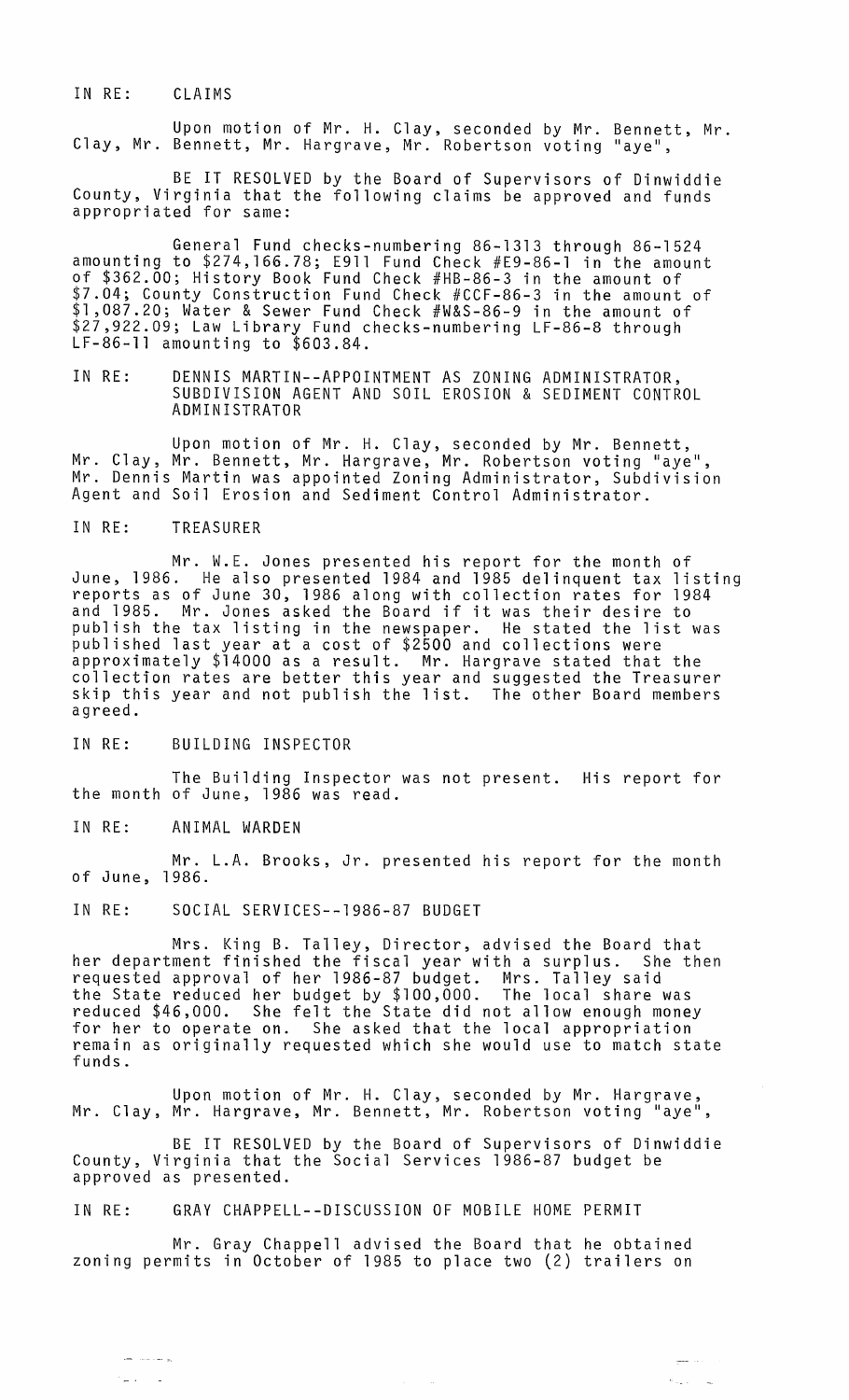IN RE: CLAIMS

Upon motion of Mr. H. Clay, seconded by Mr. Bennett, Mr. Clay, Mr. Bennett, Mr. Hargrave, Mr. Robertson voting "aye",

BE IT RESOLVED by the Board of Supervisors of Dinwiddie County, Virginia that the following claims be approved and funds appropriated for same:

General Fund checks-numbering 86-1313 through 86-1524 amounting to $274,166.78; E911 Fund Check #E9-86-1 in the amount of $362.00; History Book Fund Check #HB-86-3 in the amount of $7.04; County Construction Fund Check #CCF-86-3 in the amount of $1,087.20; Water & Sewer Fund Check #W&S-86-9 in the amount of $27,922.09; Law Library Fund checks-numbering LF-86-8 through LF-86-11 amounting to $603.84.

IN RE: DENNIS MARTIN--APPOINTMENT AS ZONING ADMINISTRATOR, SUBDIVISION AGENT AND SOIL EROSION & SEDIMENT CONTROL ADMINISTRATOR

Upon motion of Mr. H. Clay, seconded by Mr. Bennett, Mr. Clay, Mr. Bennett, Mr. Hargrave, Mr. Robertson voting "aye", Mr. Dennis Martin was appointed Zoning Administrator, Subdivision Agent and Soil Erosion and Sediment Control Administrator.

IN RE: TREASURER

Mr. W.E. Jones presented his report for the month of June, 1986. He also presented 1984 and 1985 delinquent tax listing reports as of June 30, 1986 along with collection rates for 1984 and 1985. Mr. Jones asked the Board if it was their desire to publish the tax listing in the newspaper. He stated the list was published last year at a cost of $2500 and collections were approximately $14000 as a result. Mr. Hargrave stated that the collection rates are better this year and suggested the Treasurer skip this year and not publish the list. The other Board members agreed.

IN RE: BUILDING INSPECTOR

The Building Inspector was not present. His report for the month of June, 1986 was read.

IN RE: ANIMAL WARDEN

Mr. L.A. Brooks, Jr. presented his report for the month of June, 1986.

IN RE: SOCIAL SERVICES--1986-87 BUDGET

Mrs. King B. Talley, Director, advised the Board that her department finished the fiscal year with a surplus. She then requested approval of her 1986-87 budget. Mrs. Talley said the State reduced her budget by $100,000. The local share was reduced $46,000. She felt the State did not allow enough money for her to operate on. She asked that the local appropriation remain as originally requested which she would use to match state funds.

Upon motion of Mr. H. Clay, seconded by Mr. Hargrave, Mr. Clay, Mr. Hargrave, Mr. Bennett, Mr. Robertson voting "aye",

BE IT RESOLVED by the Board of Supervisors of Dinwiddie County, Virginia that the Social Services 1986-87 budget be approved as presented.

IN RE: GRAY CHAPPELL--DISCUSSION OF MOBILE HOME PERMIT

Mr. Gray Chappell advised the Board that he obtained zoning permits in October of 1985 to place two (2) trailers on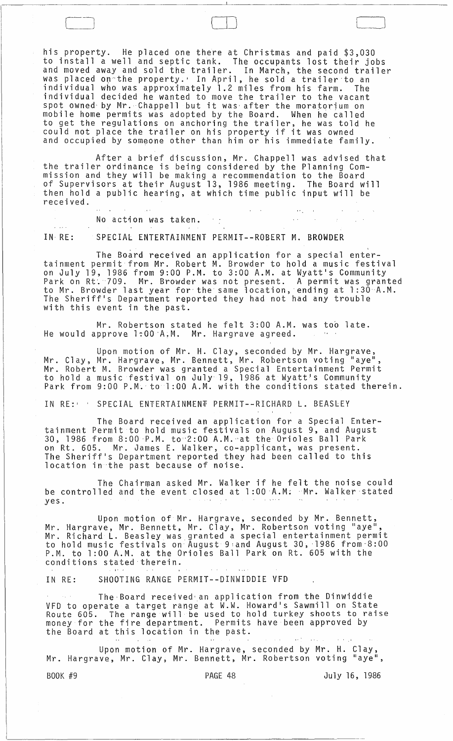his property. He placed one there at Christmas and paid $3,030 to install a well and septic tank. The occupants lost their jobs and moved away and sold the trailer. In March, the second trailer was placed on the property. In April, he sold a trailer to an individual who was approximately 1.2 miles from his farm. The individual decided he wanted to move the trailer to the vacant spot owned by Mr. Chappell but it was after the moratorium on mobile home permits was adopted by the Board. When he called to get the regulations on anchoring the trailer, he was told he could not place the trailer on his property if it was owned and occupied by someone other than him or his immediate family.

After a brief discussion, Mr. Chappell was advised that the trailer ordinance is being considered by the Planning Commission and they will be making a recommendation to the Board of Supervisors at their August 13, 1986 meeting. The Board will then hold a public hearing, at which time public input will be received.

No action was taken.

IN RE: SPECIAL ENTERTAINMENT PERMIT--ROBERT M. BROWDER

The Board received an application for a special entertainment permit from Mr. Robert M. Browder to hold a music festival on July 19, 1986 from 9:00 P.M. to 3:00 A.M. at Wyatt's Community Park on Rt. 709. Mr. Browder was not present. A permit was granted to Mr. Browder last year for the same location, ending at 1:30 A.M. The Sheriff's Department reported they had not had any trouble with this event in the past.

Mr. Robertson stated he felt 3:00 A.M. was too late. He would approve 1:00 A.M. Mr. Hargrave agreed.

Upon motion of Mr. H. Clay, seconded by Mr. Hargrave, Mr. Clay, Mr. Hargrave, Mr. Bennett, Mr. Robertson voting "aye", Mr. Robert M. Browder was granted a Special Entertainment Permit to hold a music festival on July 19, 1986 at Wyatt's Community Park from 9:00 P.M. to 1:00 A.M. with the conditions stated therein.

IN RE: SPECIAL ENTERTAINMENT PERMIT--RICHARD L. BEASLEY

The Board received an application for a Special Entertainment Permit to hold music festivals on August 9, and August 30, 1986 from 8:00 P.M. to 2:00 A.M. at the Orioles Ball Park on Rt. 605. Mr. James E. Walker, co-applicant, was present. The Sheriff's Department reported they had been called to this location in the past because of noise.

The Chairman asked Mr. Walker if he felt the noise could be controlled and the event closed at 1:00 A.M. Mr. Walker stated yes.

Upon motion of Mr. Hargrave, seconded by Mr. Bennett, Mr. Hargrave, Mr. Bennett, Mr. Clay, Mr. Robertson voting "aye", Mr. Richard L. Beasley was granted a special entertainment permit to hold music festivals on August 9 and August 30, 1986 from 8:00 P.M. to 1:00 A.M. at the Orioles Ball Park on Rt. 605 with the conditions stated therein.

IN RE: SHOOTING RANGE PERMIT--DINWIDDIE VFD

The Board received an application from the Dinwiddie VFD to operate a target range at W.W. Howard's Sawmill on State Route 605. The range will be used to hold turkey shoots to raise money for the fire department. Permits have been approved by the Board at this location in the past.

Upon motion of Mr. Hargrave, seconded by Mr. H. Clay, Mr. Hargrave, Mr. Clay, Mr. Bennett, Mr. Robertson voting "aye",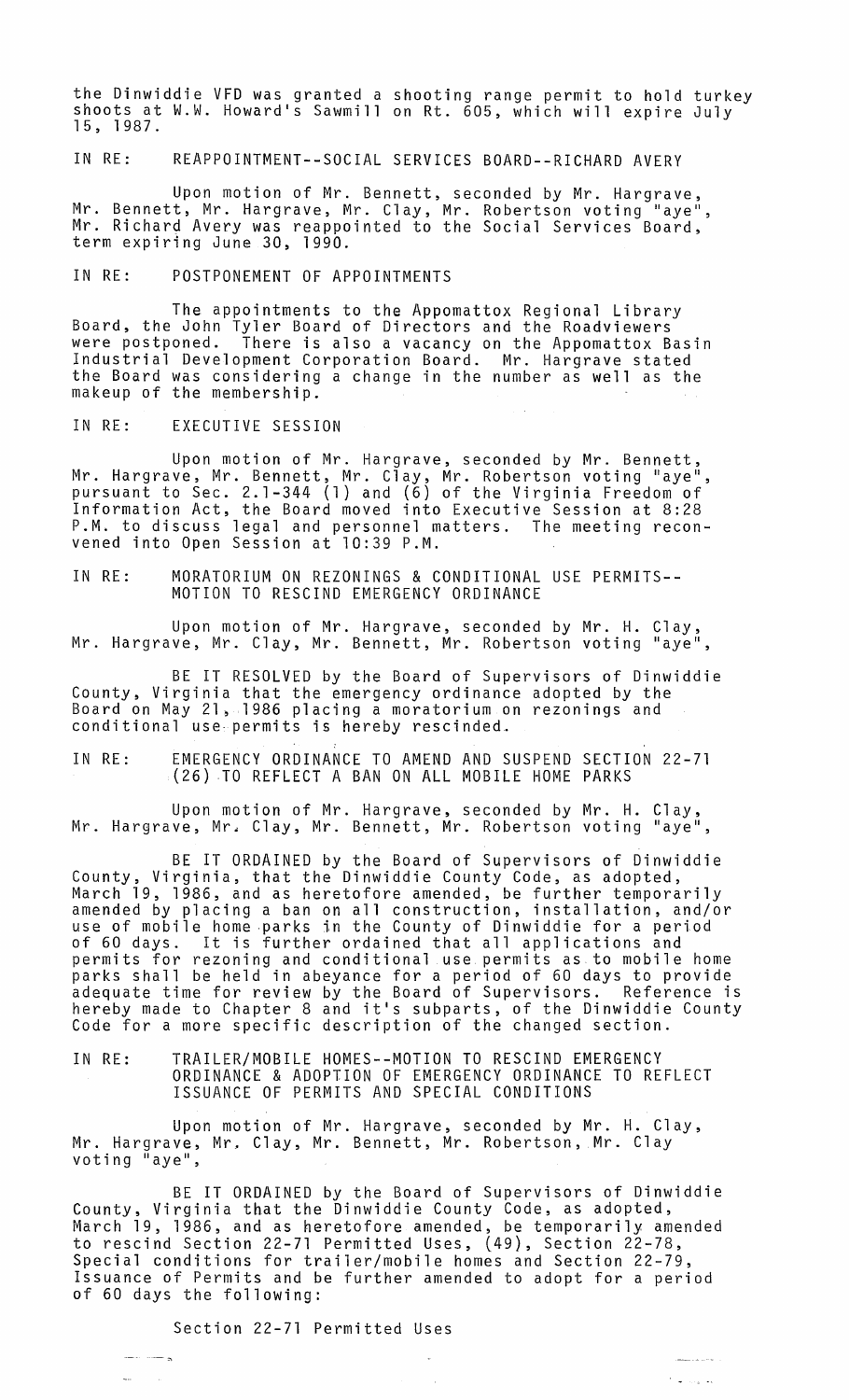the Dinwiddie VFD was granted a shooting range permit to hold turkey shoots at W.W. Howard's Sawmill on Rt. 605, which will expire July 15, 1987.

IN RE: REAPPOINTMENT--SOCIAL SERVICES BOARD--RICHARD AVERY

Upon motion of Mr. Bennett, seconded by Mr. Hargrave, Mr. Bennett, Mr. Hargrave, Mr. Clay, Mr. Robertson voting "aye", Mr. Richard Avery was reappointed to the Social Services Board, term expiring June 30, 1990.

IN RE: POSTPONEMENT OF APPOINTMENTS

The appointments to the Appomattox Regional Library Board, the John Tyler Board of Directors and the Roadviewers were postponed. There is also a vacancy on the Appomattox Basin Industrial Development Corporation Board. Mr. Hargrave stated the Board was considering a change in the number as well as the makeup of the membership.

IN RE: EXECUTIVE SESSION

Upon motion of Mr. Hargrave, seconded by Mr. Bennett, Mr. Hargrave, Mr. Bennett, Mr. Clay, Mr. Robertson voting "aye", pursuant to Sec. 2.1-344 (1) and (6) of the Virginia Freedom of Information Act, the Board moved into Executive Session at 8:28 P.M. to discuss legal and personnel matters. The meeting reconvened into Open Session at 10:39 P.M.

IN RE: MORATORIUM ON REZONINGS & CONDITIONAL USE PERMITS--MOTION TO RESCIND EMERGENCY ORDINANCE

Upon motion of Mr. Hargrave, seconded by Mr. H. Clay, Mr. Hargrave, Mr. Clay, Mr. Bennett, Mr. Robertson voting "aye",

BE IT RESOLVED by the Board of Supervisors of Dinwiddie County, Virginia that the emergency ordinance adopted by the Board on May 21, 1986 placing a moratorium on rezonings and conditional use permits is hereby rescinded.

IN RE: EMERGENCY ORDINANCE TO AMEND AND SUSPEND SECTION 22-71 (26) TO REFLECT A BAN ON ALL MOBILE HOME PARKS

Upon motion of Mr. Hargrave, seconded by Mr. H. Clay, Mr. Hargrave, Mr. Clay, Mr. Bennett, Mr. Robertson voting "aye",

BE IT ORDAINED by the Board of Supervisors of Dinwiddie County, Virginia, that the Dinwiddie County Code, as adopted, March 19, 1986, and as heretofore amended, be further temporarily amended by placing a ban on all construction, installation, and/or use of mobile home parks in the County of Dinwiddie for a period of 60 days. It is further ordained that all applications and permits for rezoning and conditional use permits as to mobile home parks shall be held in abeyance for a period of 60 days to provide adequate time for review by the Board of Supervisors. Reference is hereby made to Chapter 8 and it's subparts, of the Dinwiddie County Code for a more specific description of the changed section.

IN RE: TRAILER/MOBILE HOMES--MOTION TO RESCIND EMERGENCY ORDINANCE & ADOPTION OF EMERGENCY ORDINANCE TO REFLECT ISSUANCE OF PERMITS AND SPECIAL CONDITIONS

Upon motion of Mr. Hargrave, seconded by Mr. H. Clay, Mr. Hargrave, Mr. Clay, Mr. Bennett, Mr. Robertson, Mr. Clay voting "aye",

BE IT ORDAINED by the Board of Supervisors of Dinwiddie County, Virginia that the Dinwiddie County Code, as adopted, March 19, 1986, and as heretofore amended, be temporarily amended to rescind Section 22-71 Permitted Uses, (49), Section 22-78, Special conditions for trailer/mobile homes and Section 22-79, Issuance of Permits and be further amended to adopt for a period of 60 days the following:

Section 22-71 Permitted Uses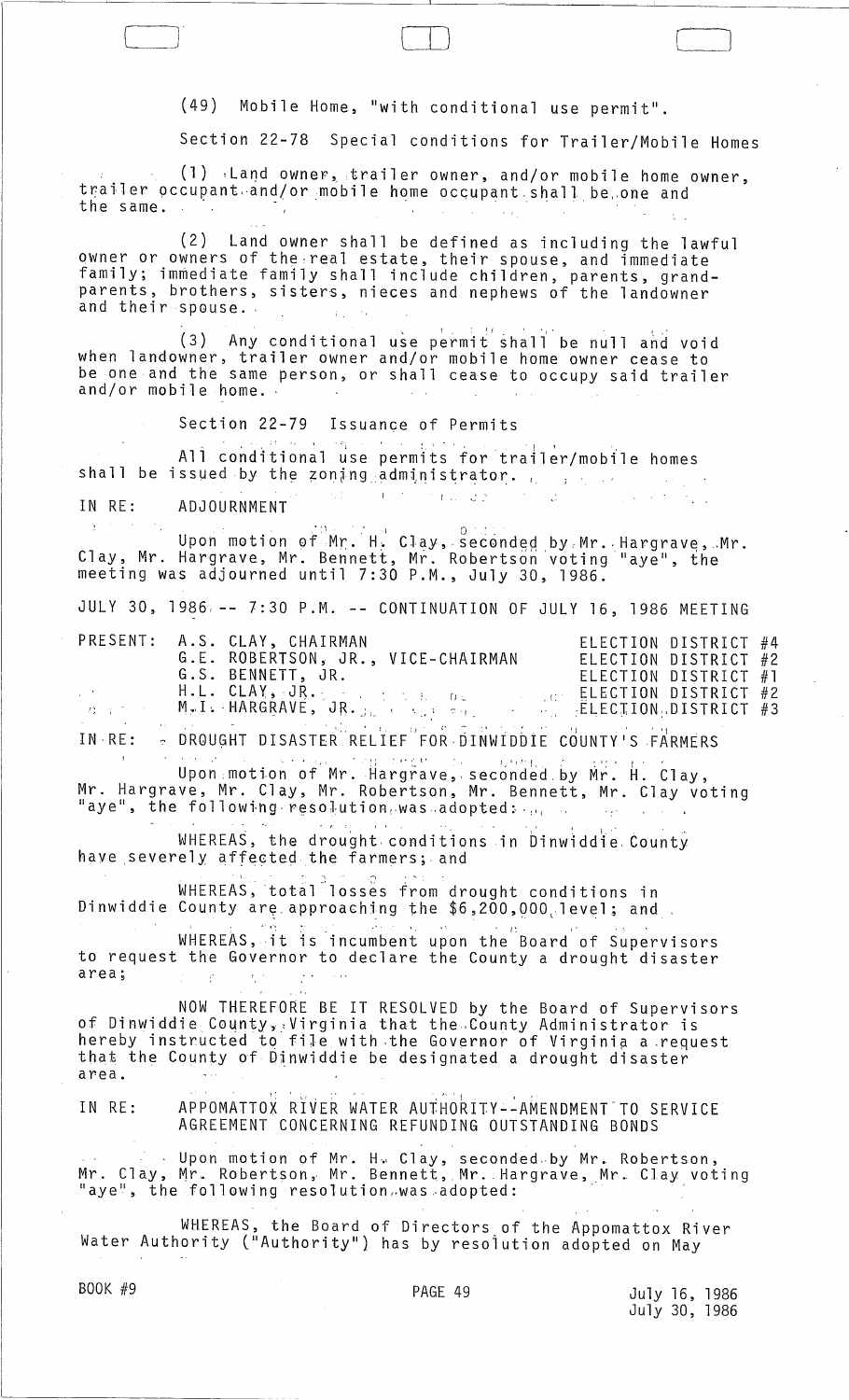(49) Mobile Home, "with conditional use permit".

Section 22-78 Special conditions for Trailer/Mobile Homes

(1) Land owner, trailer owner, and/or mobile home owner, trailer occupant and/or mobile home occupant shall be one and the same.

(2) Land owner shall be defined as including the lawful owner or owners of the real estate, their spouse, and immediate family; immediate family shall include children, parents, grandparents, brothers, sisters, nieces and nephews of the landowner and their spouse.

(3) Any conditional use permit shall be null and void when landowner, trailer owner and/or mobile home owner cease to be one and the same person, or shall cease to occupy said trailer and/or mobile home.

Section 22-79 Issuance of Permits

All conditional use permits for trailer/mobile homes shall be issued by the zoning administrator.

IN RE: ADJOURNMENT

Upon motion of Mr. H. Clay, seconded by Mr. Hargrave, Mr. Clay, Mr. Hargrave, Mr. Bennett, Mr. Robertson voting "aye", the meeting was adjourned until 7:30 P.M., July 30, 1986.

JULY 30, 1986 -- 7:30 P.M. -- CONTINUATION OF JULY 16, 1986 MEETING

| PRESENT: | | |
|---|---|---|
| | A.S. CLAY, CHAIRMAN | ELECTION DISTRICT #4 |
| | G.E. ROBERTSON, JR., VICE-CHAIRMAN | ELECTION DISTRICT #2 |
| | G.S. BENNETT, JR. | ELECTION DISTRICT #1 |
| | H.L. CLAY, JR. | ELECTION DISTRICT #2 |
| | M.I. HARGRAVE, JR. | ELECTION DISTRICT #3 |

IN RE: DROUGHT DISASTER RELIEF FOR DINWIDDIE COUNTY'S FARMERS

Upon motion of Mr. Hargrave, seconded by Mr. H. Clay, Mr. Hargrave, Mr. Clay, Mr. Robertson, Mr. Bennett, Mr. Clay voting "aye", the following resolution was adopted:

WHEREAS, the drought conditions in Dinwiddie County have severely affected the farmers; and

WHEREAS, total losses from drought conditions in Dinwiddie County are approaching the $6,200,000 level; and

WHEREAS, it is incumbent upon the Board of Supervisors to request the Governor to declare the County a drought disaster area;

NOW THEREFORE BE IT RESOLVED by the Board of Supervisors of Dinwiddie County, Virginia that the County Administrator is hereby instructed to file with the Governor of Virginia a request that the County of Dinwiddie be designated a drought disaster area.

IN RE: APPOMATTOX RIVER WATER AUTHORITY--AMENDMENT TO SERVICE AGREEMENT CONCERNING REFUNDING OUTSTANDING BONDS

Upon motion of Mr. H. Clay, seconded by Mr. Robertson, Mr. Clay, Mr. Robertson, Mr. Bennett, Mr. Hargrave, Mr. Clay voting "aye", the following resolution was adopted:

WHEREAS, the Board of Directors of the Appomattox River Water Authority ("Authority") has by resolution adopted on May

BOOK #9 PAGE 49 July 16, 1986 July 30, 1986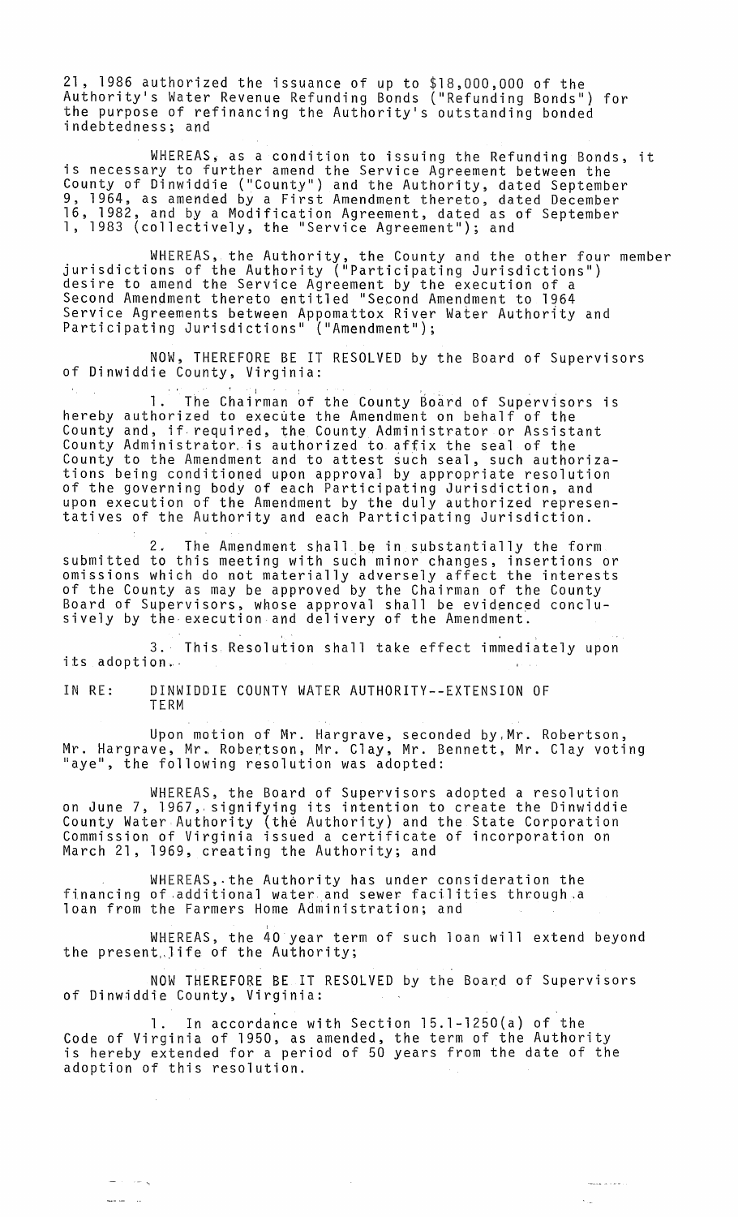21, 1986 authorized the issuance of up to $18,000,000 of the Authority's Water Revenue Refunding Bonds ("Refunding Bonds") for the purpose of refinancing the Authority's outstanding bonded indebtedness; and

WHEREAS, as a condition to issuing the Refunding Bonds, it is necessary to further amend the Service Agreement between the County of Dinwiddie ("County") and the Authority, dated September 9, 1964, as amended by a First Amendment thereto, dated December 16, 1982, and by a Modification Agreement, dated as of September 1, 1983 (collectively, the "Service Agreement"); and

WHEREAS, the Authority, the County and the other four member jurisdictions of the Authority ("Participating Jurisdictions") desire to amend the Service Agreement by the execution of a Second Amendment thereto entitled "Second Amendment to 1964 Service Agreements between Appomattox River Water Authority and Participating Jurisdictions" ("Amendment");

NOW, THEREFORE BE IT RESOLVED by the Board of Supervisors of Dinwiddie County, Virginia:

1. The Chairman of the County Board of Supervisors is hereby authorized to execute the Amendment on behalf of the County and, if required, the County Administrator or Assistant County Administrator is authorized to affix the seal of the County to the Amendment and to attest such seal, such authorizations being conditioned upon approval by appropriate resolution of the governing body of each Participating Jurisdiction, and upon execution of the Amendment by the duly authorized representatives of the Authority and each Participating Jurisdiction.

2. The Amendment shall be in substantially the form submitted to this meeting with such minor changes, insertions or omissions which do not materially adversely affect the interests of the County as may be approved by the Chairman of the County Board of Supervisors, whose approval shall be evidenced conclusively by the execution and delivery of the Amendment.

3. This Resolution shall take effect immediately upon its adoption.

IN RE: DINWIDDIE COUNTY WATER AUTHORITY--EXTENSION OF TERM

Upon motion of Mr. Hargrave, seconded by Mr. Robertson, Mr. Hargrave, Mr. Robertson, Mr. Clay, Mr. Bennett, Mr. Clay voting "aye", the following resolution was adopted:

WHEREAS, the Board of Supervisors adopted a resolution on June 7, 1967, signifying its intention to create the Dinwiddie County Water Authority (the Authority) and the State Corporation Commission of Virginia issued a certificate of incorporation on March 21, 1969, creating the Authority; and

WHEREAS, the Authority has under consideration the financing of additional water and sewer facilities through a loan from the Farmers Home Administration; and

WHEREAS, the 40 year term of such loan will extend beyond the present life of the Authority;

NOW THEREFORE BE IT RESOLVED by the Board of Supervisors of Dinwiddie County, Virginia:

1. In accordance with Section 15.1-1250(a) of the Code of Virginia of 1950, as amended, the term of the Authority is hereby extended for a period of 50 years from the date of the adoption of this resolution.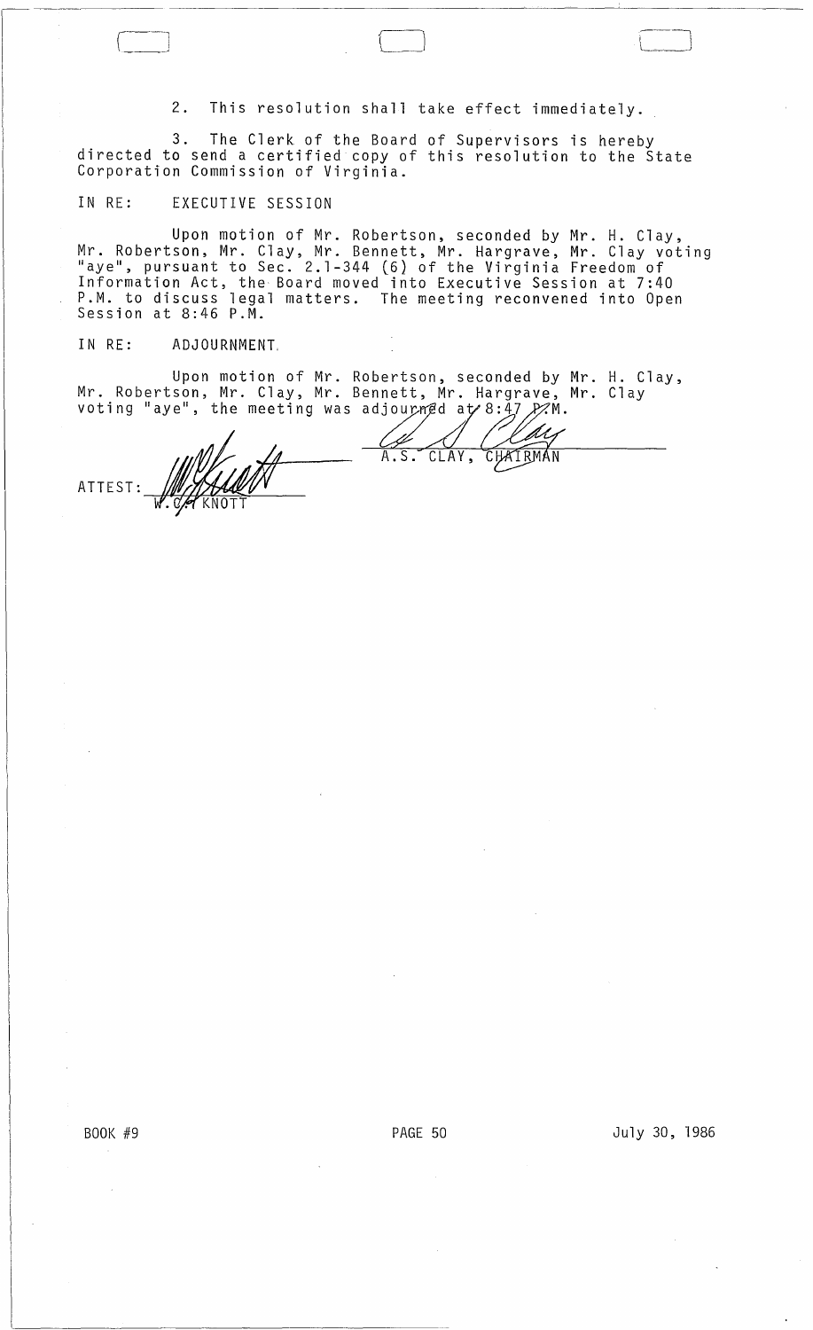2. This resolution shall take effect immediately.

3. The Clerk of the Board of Supervisors is hereby directed to send a certified copy of this resolution to the State Corporation Commission of Virginia.

IN RE: EXECUTIVE SESSION

Upon motion of Mr. Robertson, seconded by Mr. H. Clay, Mr. Robertson, Mr. Clay, Mr. Bennett, Mr. Hargrave, Mr. Clay voting "aye", pursuant to Sec. 2.1-344 (6) of the Virginia Freedom of Information Act, the Board moved into Executive Session at 7:40 P.M. to discuss legal matters. The meeting reconvened into Open Session at 8:46 P.M.

IN RE: ADJOURNMENT

Upon motion of Mr. Robertson, seconded by Mr. H. Clay, Mr. Robertson, Mr. Clay, Mr. Bennett, Mr. Hargrave, Mr. Clay voting "aye", the meeting was adjourned at 8:47 P.M.

A.S. CLAY, CHAIRMAN

ATTEST: W. C. KNOTT

BOOK #9 PAGE 50 July 30, 1986